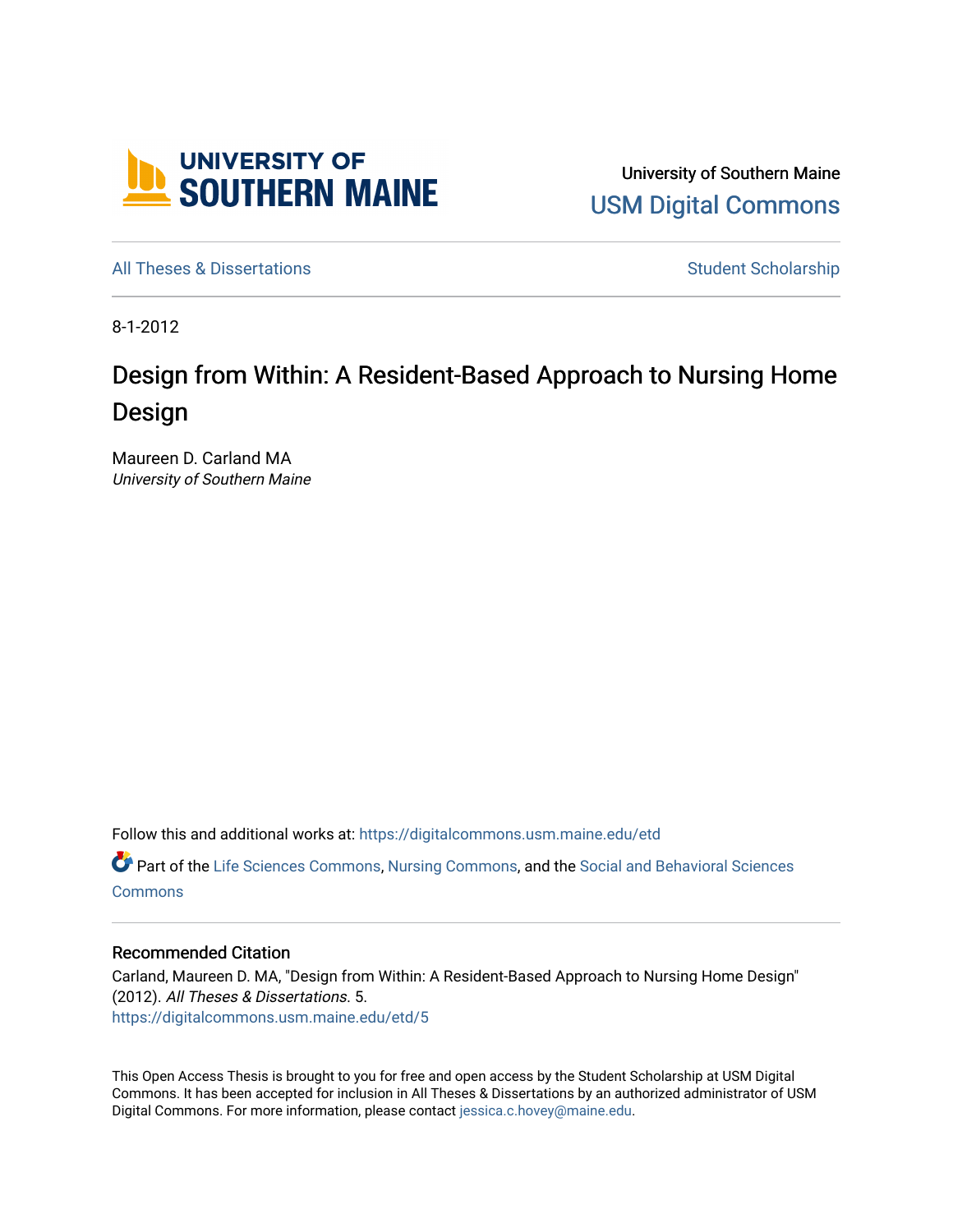University of Southern Maine

USM Digital Commons

All Theses & Dissertations

Student Scholarship

8-1-2012

# Design from Within: A Resident-Based Approach to Nursing Home Design

Maureen D. Carland MA
*University of Southern Maine*

Follow this and additional works at: https://digitalcommons.usm.maine.edu/etd

Part of the Life Sciences Commons, Nursing Commons, and the Social and Behavioral Sciences Commons

## Recommended Citation

Carland, Maureen D. MA, "Design from Within: A Resident-Based Approach to Nursing Home Design" (2012). *All Theses & Dissertations*. 5.
https://digitalcommons.usm.maine.edu/etd/5

This Open Access Thesis is brought to you for free and open access by the Student Scholarship at USM Digital Commons. It has been accepted for inclusion in All Theses & Dissertations by an authorized administrator of USM Digital Commons. For more information, please contact jessica.c.hovey@maine.edu.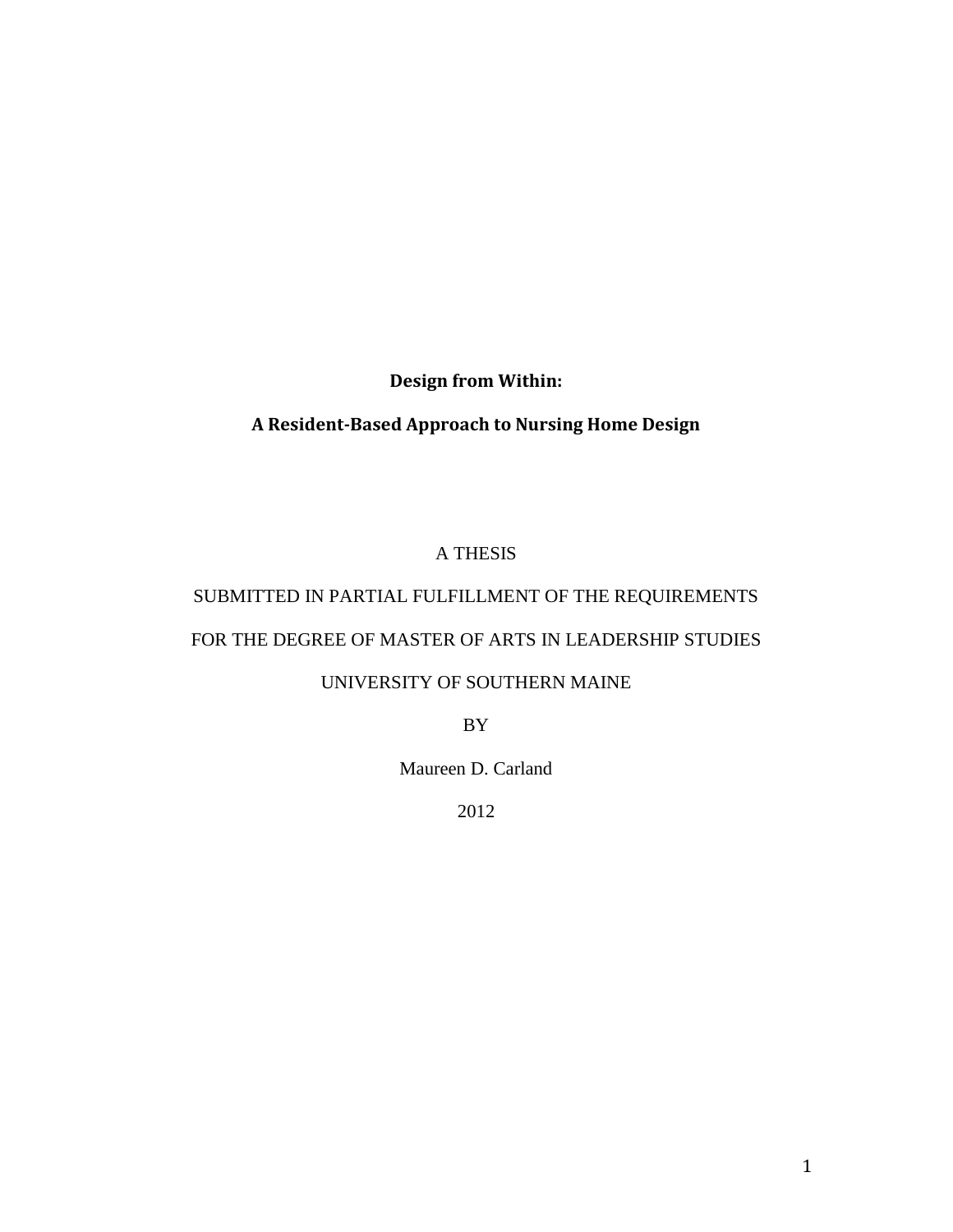**Design from Within:**

**A Resident-Based Approach to Nursing Home Design**

A THESIS

SUBMITTED IN PARTIAL FULFILLMENT OF THE REQUIREMENTS

FOR THE DEGREE OF MASTER OF ARTS IN LEADERSHIP STUDIES

UNIVERSITY OF SOUTHERN MAINE

BY

Maureen D. Carland

2012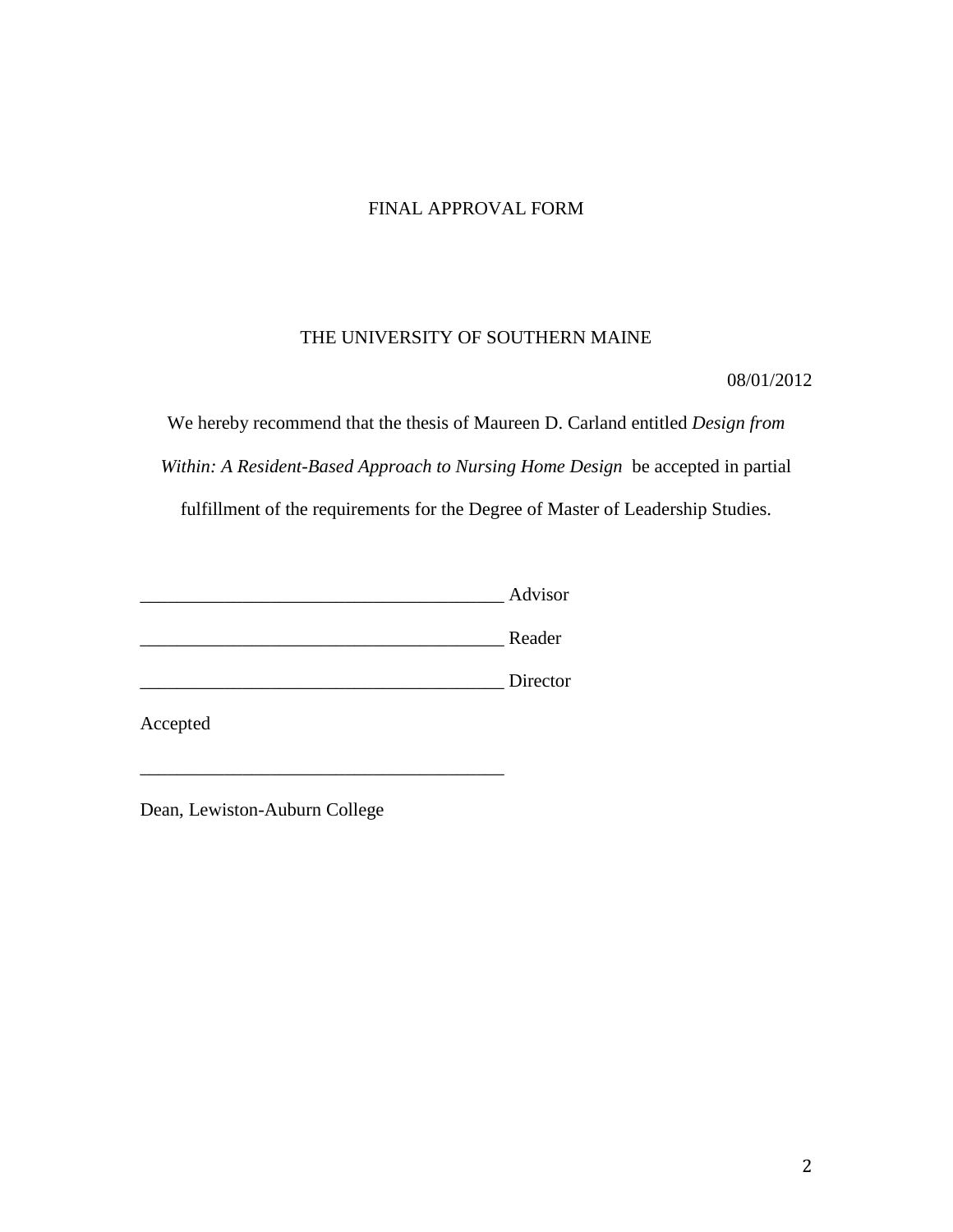# FINAL APPROVAL FORM

## THE UNIVERSITY OF SOUTHERN MAINE

08/01/2012

We hereby recommend that the thesis of Maureen D. Carland entitled *Design from Within: A Resident-Based Approach to Nursing Home Design* be accepted in partial fulfillment of the requirements for the Degree of Master of Leadership Studies.

________________________________________ Advisor

________________________________________ Reader

________________________________________ Director

Accepted

________________________________________

Dean, Lewiston-Auburn College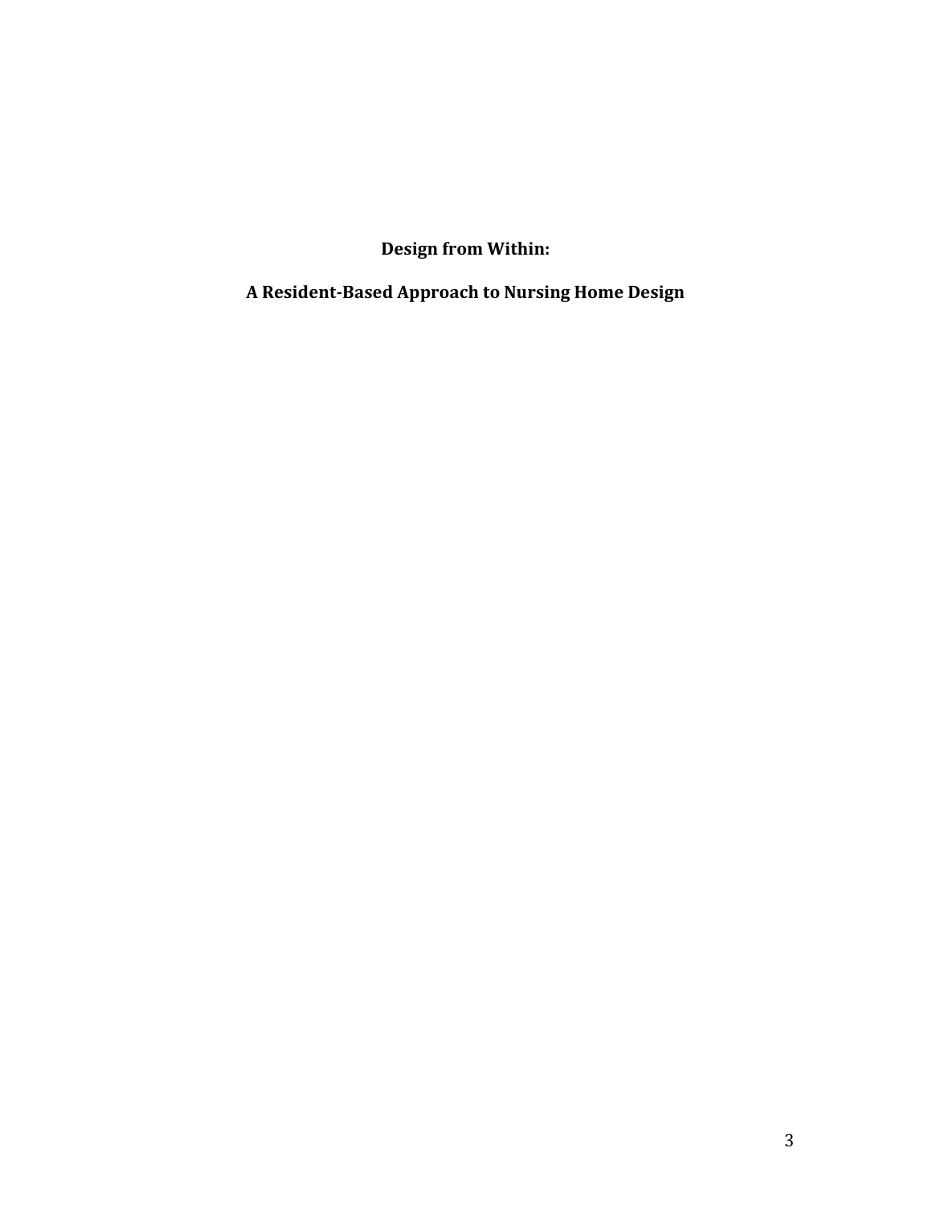**Design from Within:**

**A Resident-Based Approach to Nursing Home Design**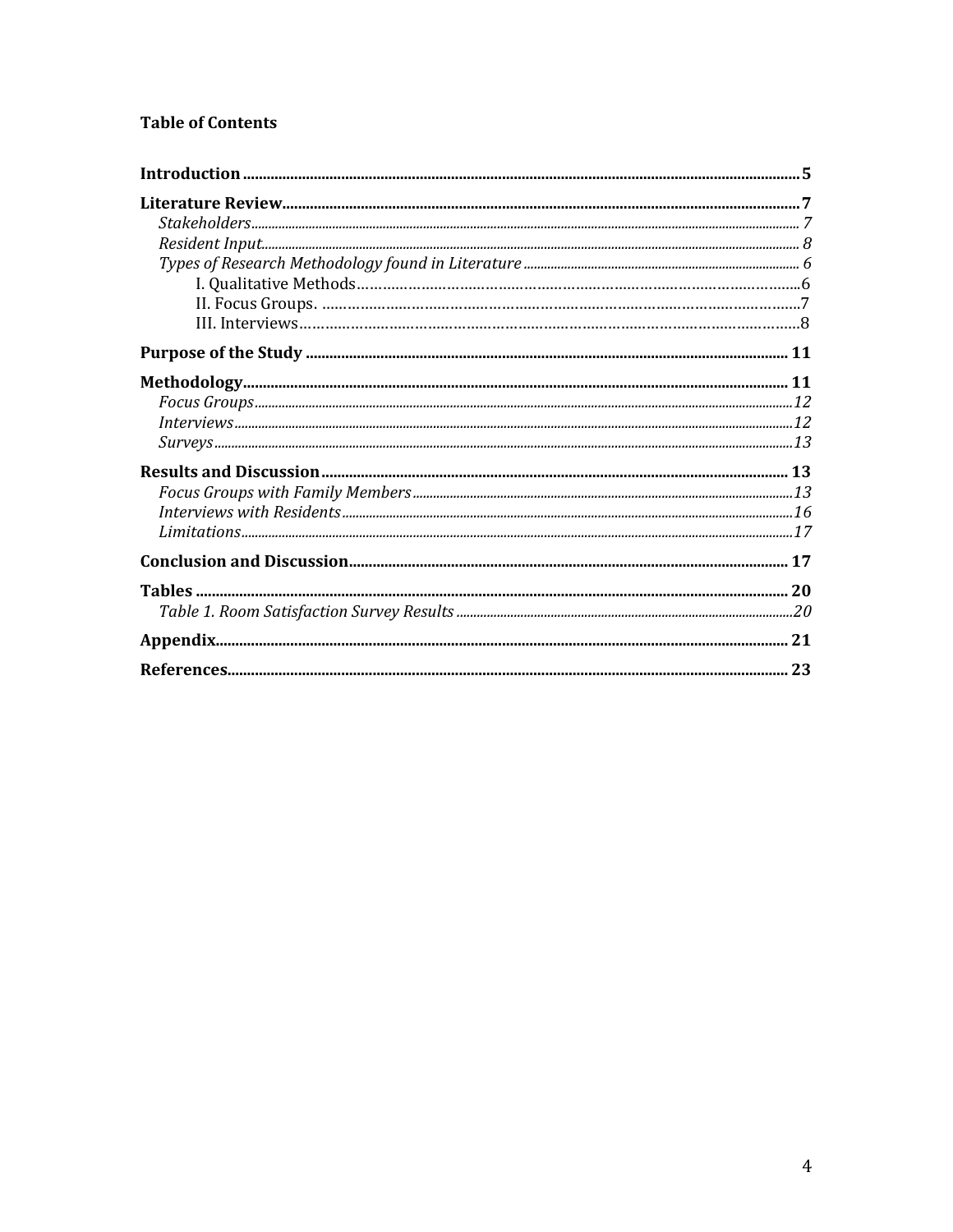**Table of Contents**

**Introduction** .......... **5**

**Literature Review** .......... **7**

*Stakeholders* .......... *7*

*Resident Input* .......... *8*

*Types of Research Methodology found in Literature* .......... *6*

I. Qualitative Methods .......... 6

II. Focus Groups. .......... 7

III. Interviews .......... 8

**Purpose of the Study** .......... **11**

**Methodology** .......... **11**

*Focus Groups* .......... *12*

*Interviews* .......... *12*

*Surveys* .......... *13*

**Results and Discussion** .......... **13**

*Focus Groups with Family Members* .......... *13*

*Interviews with Residents* .......... *16*

*Limitations* .......... *17*

**Conclusion and Discussion** .......... **17**

**Tables** .......... **20**

*Table 1. Room Satisfaction Survey Results* .......... *20*

**Appendix** .......... **21**

**References** .......... **23**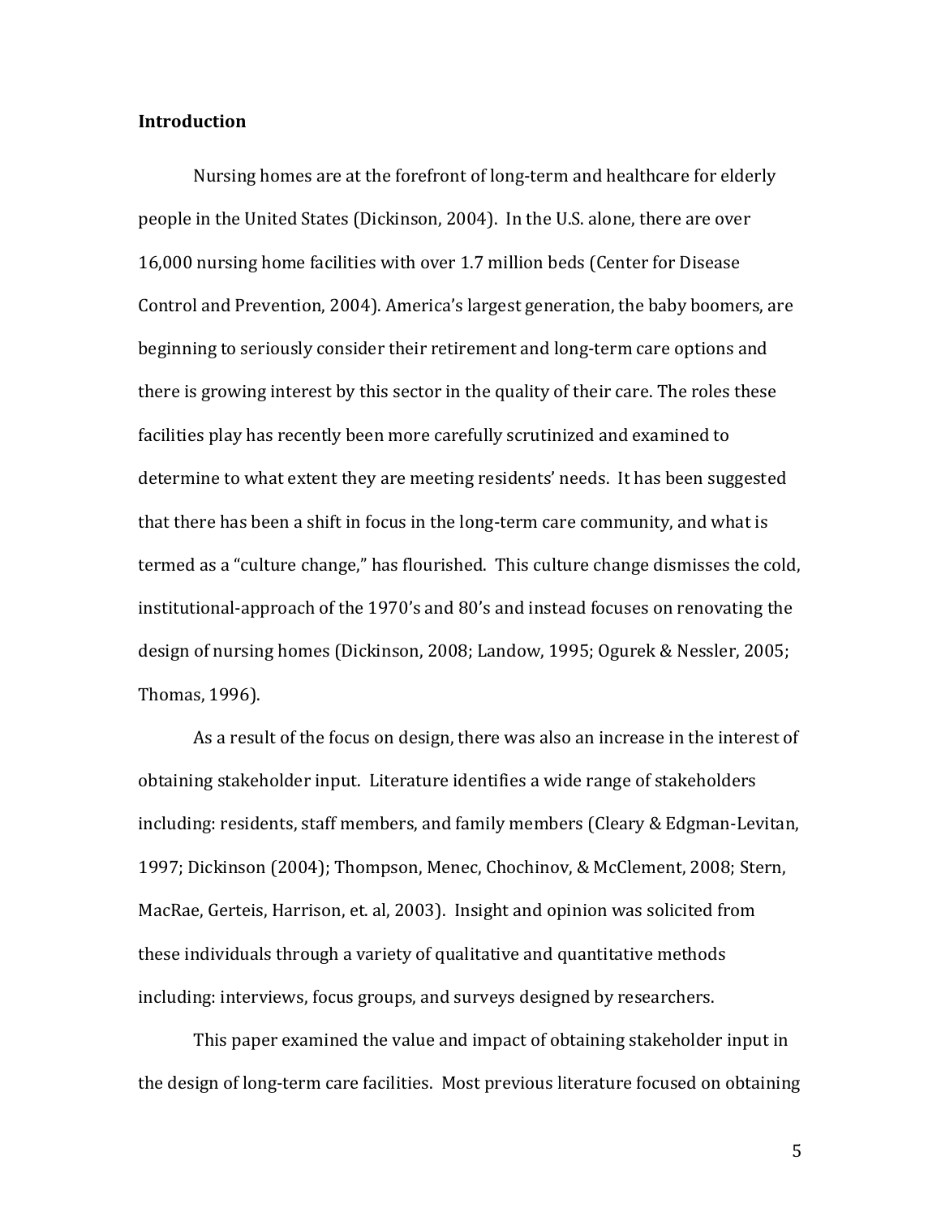**Introduction**

Nursing homes are at the forefront of long-term and healthcare for elderly people in the United States (Dickinson, 2004). In the U.S. alone, there are over 16,000 nursing home facilities with over 1.7 million beds (Center for Disease Control and Prevention, 2004). America's largest generation, the baby boomers, are beginning to seriously consider their retirement and long-term care options and there is growing interest by this sector in the quality of their care. The roles these facilities play has recently been more carefully scrutinized and examined to determine to what extent they are meeting residents' needs. It has been suggested that there has been a shift in focus in the long-term care community, and what is termed as a "culture change," has flourished. This culture change dismisses the cold, institutional-approach of the 1970's and 80's and instead focuses on renovating the design of nursing homes (Dickinson, 2008; Landow, 1995; Ogurek & Nessler, 2005; Thomas, 1996).

As a result of the focus on design, there was also an increase in the interest of obtaining stakeholder input. Literature identifies a wide range of stakeholders including: residents, staff members, and family members (Cleary & Edgman-Levitan, 1997; Dickinson (2004); Thompson, Menec, Chochinov, & McClement, 2008; Stern, MacRae, Gerteis, Harrison, et. al, 2003). Insight and opinion was solicited from these individuals through a variety of qualitative and quantitative methods including: interviews, focus groups, and surveys designed by researchers.

This paper examined the value and impact of obtaining stakeholder input in the design of long-term care facilities. Most previous literature focused on obtaining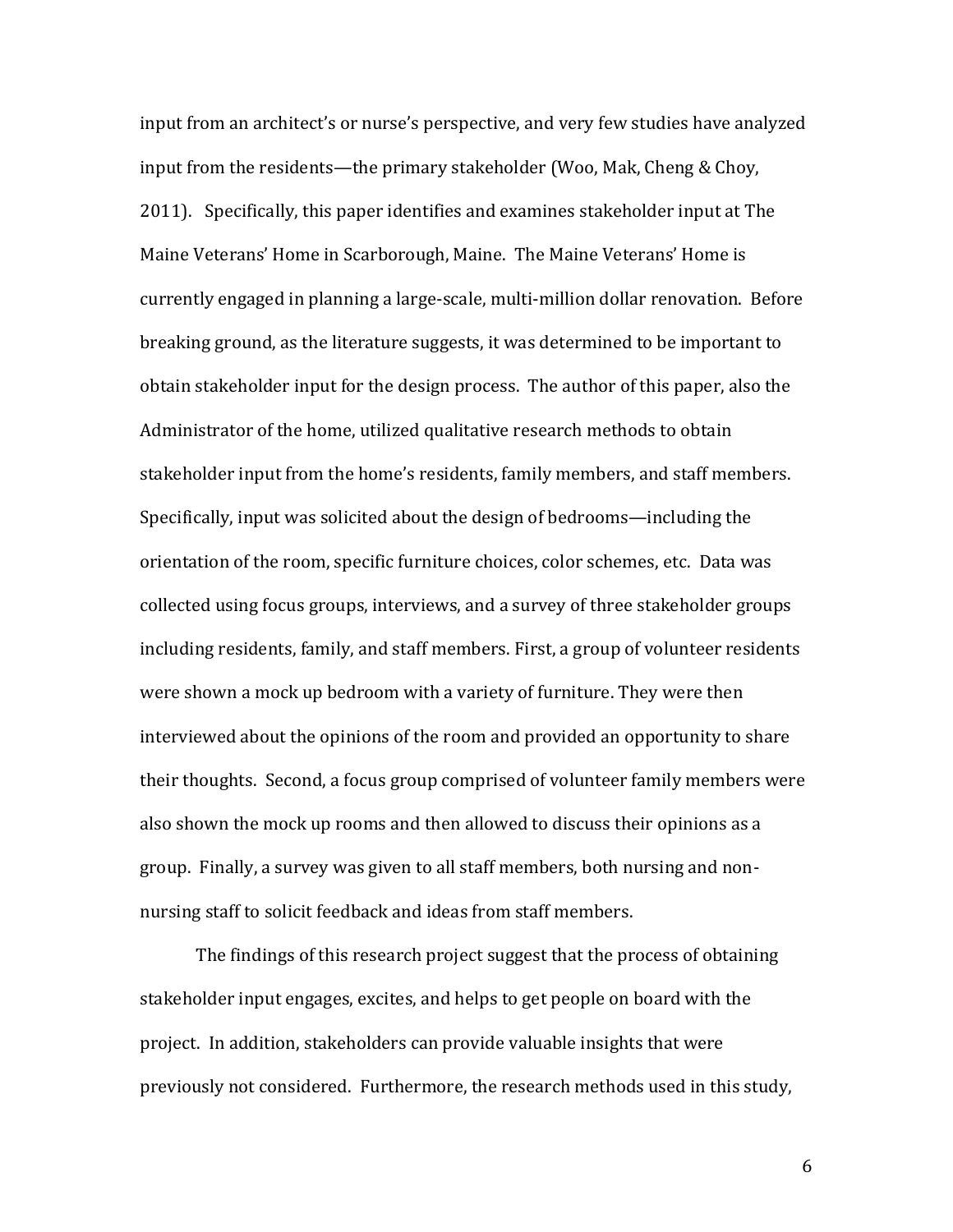input from an architect's or nurse's perspective, and very few studies have analyzed input from the residents—the primary stakeholder (Woo, Mak, Cheng & Choy, 2011). Specifically, this paper identifies and examines stakeholder input at The Maine Veterans' Home in Scarborough, Maine. The Maine Veterans' Home is currently engaged in planning a large-scale, multi-million dollar renovation. Before breaking ground, as the literature suggests, it was determined to be important to obtain stakeholder input for the design process. The author of this paper, also the Administrator of the home, utilized qualitative research methods to obtain stakeholder input from the home's residents, family members, and staff members. Specifically, input was solicited about the design of bedrooms—including the orientation of the room, specific furniture choices, color schemes, etc. Data was collected using focus groups, interviews, and a survey of three stakeholder groups including residents, family, and staff members. First, a group of volunteer residents were shown a mock up bedroom with a variety of furniture. They were then interviewed about the opinions of the room and provided an opportunity to share their thoughts. Second, a focus group comprised of volunteer family members were also shown the mock up rooms and then allowed to discuss their opinions as a group. Finally, a survey was given to all staff members, both nursing and non-nursing staff to solicit feedback and ideas from staff members.

The findings of this research project suggest that the process of obtaining stakeholder input engages, excites, and helps to get people on board with the project. In addition, stakeholders can provide valuable insights that were previously not considered. Furthermore, the research methods used in this study,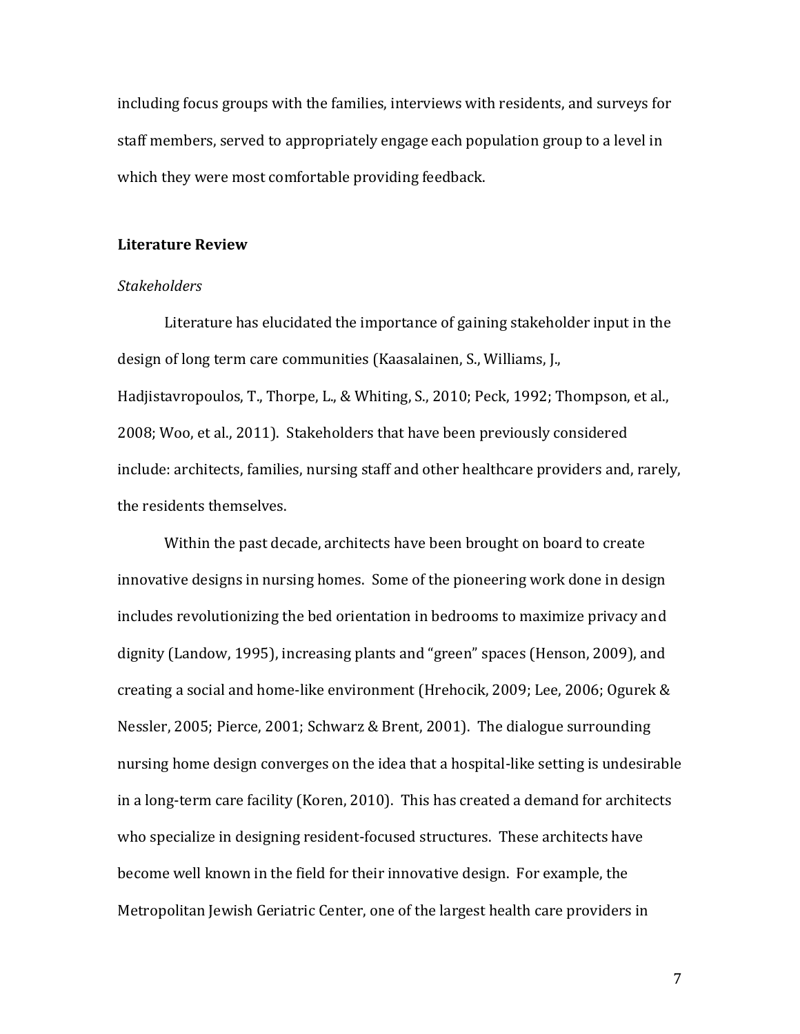including focus groups with the families, interviews with residents, and surveys for staff members, served to appropriately engage each population group to a level in which they were most comfortable providing feedback.

## Literature Review

### *Stakeholders*

Literature has elucidated the importance of gaining stakeholder input in the design of long term care communities (Kaasalainen, S., Williams, J., Hadjistavropoulos, T., Thorpe, L., & Whiting, S., 2010; Peck, 1992; Thompson, et al., 2008; Woo, et al., 2011). Stakeholders that have been previously considered include: architects, families, nursing staff and other healthcare providers and, rarely, the residents themselves.

Within the past decade, architects have been brought on board to create innovative designs in nursing homes. Some of the pioneering work done in design includes revolutionizing the bed orientation in bedrooms to maximize privacy and dignity (Landow, 1995), increasing plants and "green" spaces (Henson, 2009), and creating a social and home-like environment (Hrehocik, 2009; Lee, 2006; Ogurek & Nessler, 2005; Pierce, 2001; Schwarz & Brent, 2001). The dialogue surrounding nursing home design converges on the idea that a hospital-like setting is undesirable in a long-term care facility (Koren, 2010). This has created a demand for architects who specialize in designing resident-focused structures. These architects have become well known in the field for their innovative design. For example, the Metropolitan Jewish Geriatric Center, one of the largest health care providers in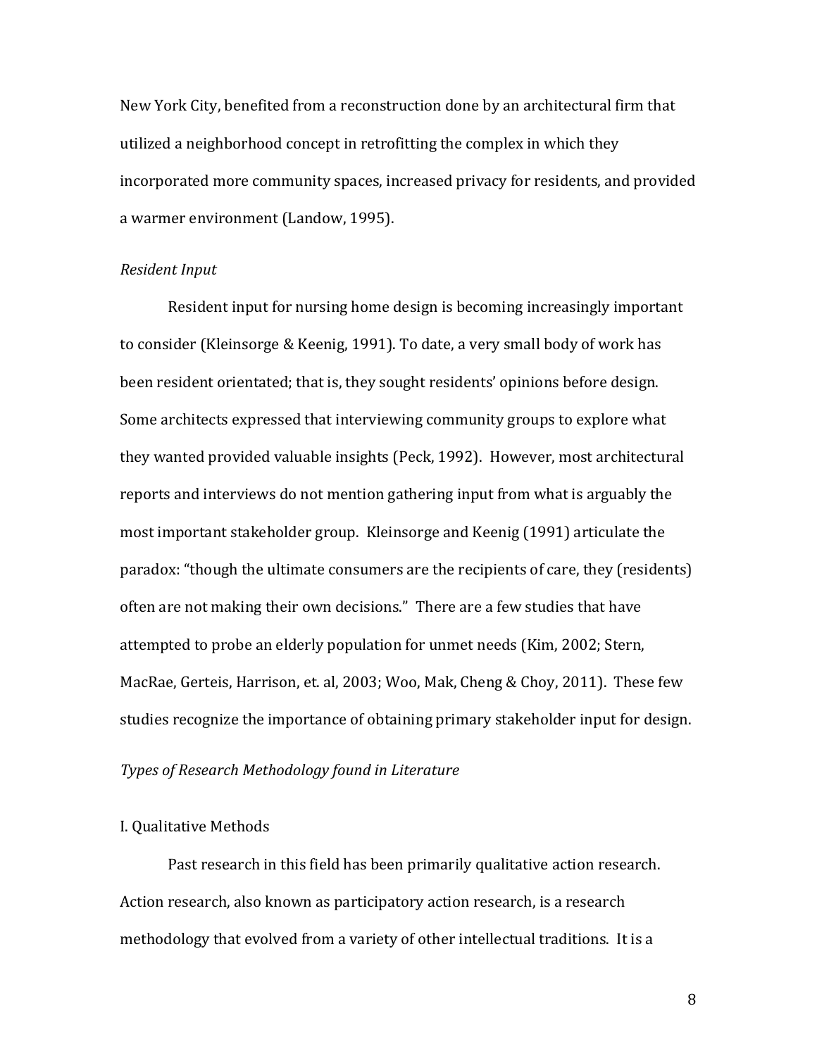New York City, benefited from a reconstruction done by an architectural firm that utilized a neighborhood concept in retrofitting the complex in which they incorporated more community spaces, increased privacy for residents, and provided a warmer environment (Landow, 1995).

*Resident Input*

Resident input for nursing home design is becoming increasingly important to consider (Kleinsorge & Keenig, 1991). To date, a very small body of work has been resident orientated; that is, they sought residents' opinions before design. Some architects expressed that interviewing community groups to explore what they wanted provided valuable insights (Peck, 1992). However, most architectural reports and interviews do not mention gathering input from what is arguably the most important stakeholder group. Kleinsorge and Keenig (1991) articulate the paradox: "though the ultimate consumers are the recipients of care, they (residents) often are not making their own decisions." There are a few studies that have attempted to probe an elderly population for unmet needs (Kim, 2002; Stern, MacRae, Gerteis, Harrison, et. al, 2003; Woo, Mak, Cheng & Choy, 2011). These few studies recognize the importance of obtaining primary stakeholder input for design.

*Types of Research Methodology found in Literature*

I. Qualitative Methods

Past research in this field has been primarily qualitative action research. Action research, also known as participatory action research, is a research methodology that evolved from a variety of other intellectual traditions. It is a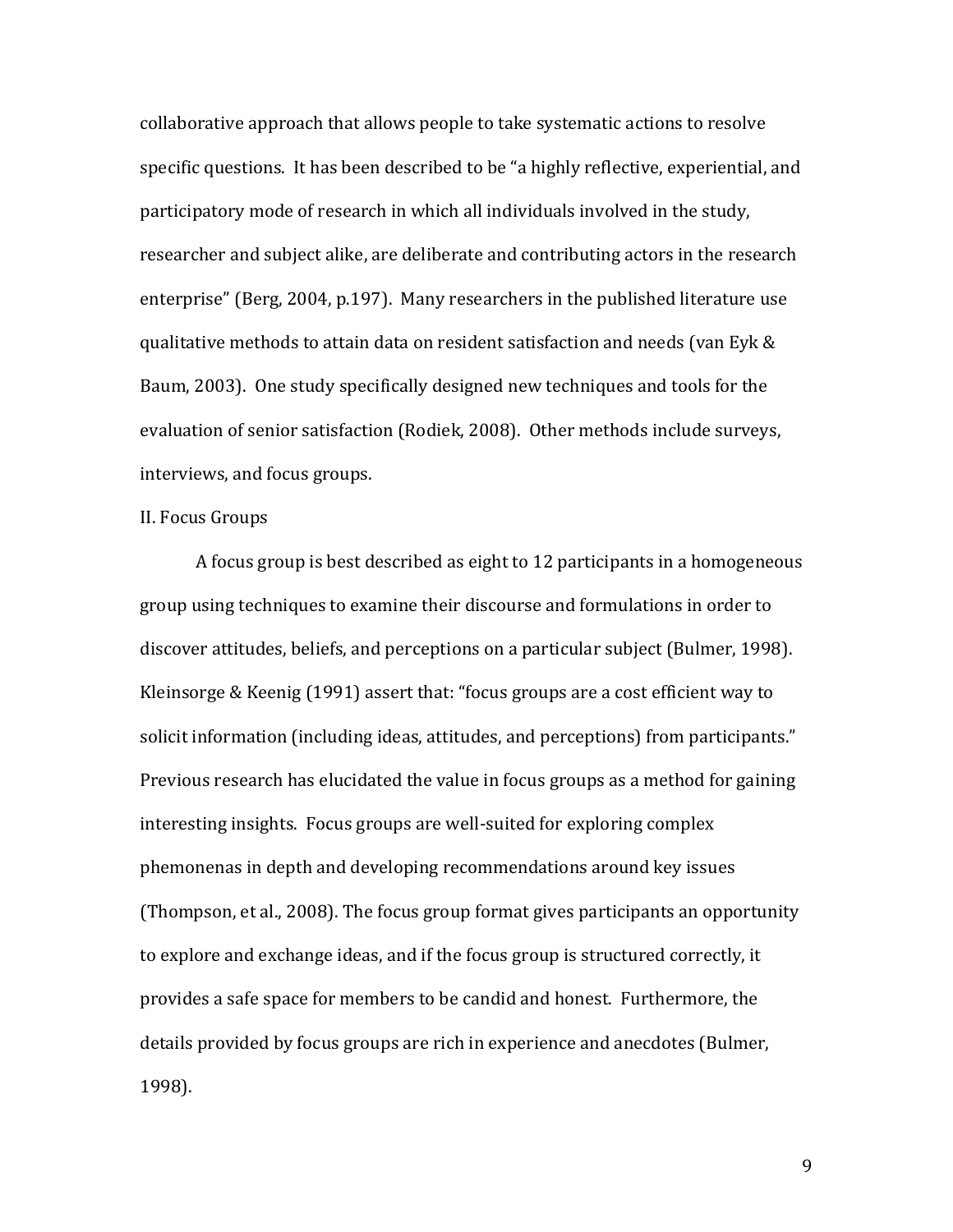collaborative approach that allows people to take systematic actions to resolve specific questions. It has been described to be "a highly reflective, experiential, and participatory mode of research in which all individuals involved in the study, researcher and subject alike, are deliberate and contributing actors in the research enterprise" (Berg, 2004, p.197). Many researchers in the published literature use qualitative methods to attain data on resident satisfaction and needs (van Eyk & Baum, 2003). One study specifically designed new techniques and tools for the evaluation of senior satisfaction (Rodiek, 2008). Other methods include surveys, interviews, and focus groups.

## II. Focus Groups

A focus group is best described as eight to 12 participants in a homogeneous group using techniques to examine their discourse and formulations in order to discover attitudes, beliefs, and perceptions on a particular subject (Bulmer, 1998). Kleinsorge & Keenig (1991) assert that: "focus groups are a cost efficient way to solicit information (including ideas, attitudes, and perceptions) from participants." Previous research has elucidated the value in focus groups as a method for gaining interesting insights. Focus groups are well-suited for exploring complex phemonenas in depth and developing recommendations around key issues (Thompson, et al., 2008). The focus group format gives participants an opportunity to explore and exchange ideas, and if the focus group is structured correctly, it provides a safe space for members to be candid and honest. Furthermore, the details provided by focus groups are rich in experience and anecdotes (Bulmer, 1998).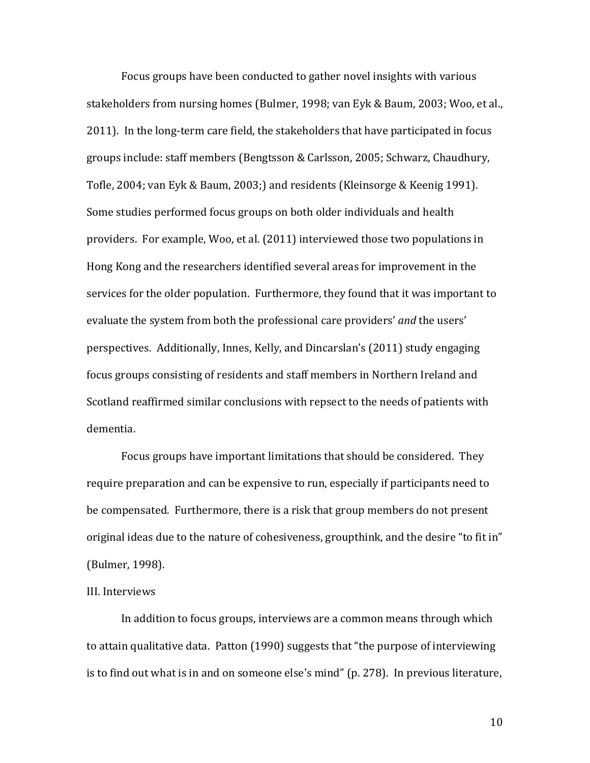Focus groups have been conducted to gather novel insights with various stakeholders from nursing homes (Bulmer, 1998; van Eyk & Baum, 2003; Woo, et al., 2011). In the long-term care field, the stakeholders that have participated in focus groups include: staff members (Bengtsson & Carlsson, 2005; Schwarz, Chaudhury, Tofle, 2004; van Eyk & Baum, 2003;) and residents (Kleinsorge & Keenig 1991). Some studies performed focus groups on both older individuals and health providers. For example, Woo, et al. (2011) interviewed those two populations in Hong Kong and the researchers identified several areas for improvement in the services for the older population. Furthermore, they found that it was important to evaluate the system from both the professional care providers' *and* the users' perspectives. Additionally, Innes, Kelly, and Dincarslan's (2011) study engaging focus groups consisting of residents and staff members in Northern Ireland and Scotland reaffirmed similar conclusions with repsect to the needs of patients with dementia.

Focus groups have important limitations that should be considered. They require preparation and can be expensive to run, especially if participants need to be compensated. Furthermore, there is a risk that group members do not present original ideas due to the nature of cohesiveness, groupthink, and the desire "to fit in" (Bulmer, 1998).

III. Interviews

In addition to focus groups, interviews are a common means through which to attain qualitative data. Patton (1990) suggests that "the purpose of interviewing is to find out what is in and on someone else's mind" (p. 278). In previous literature,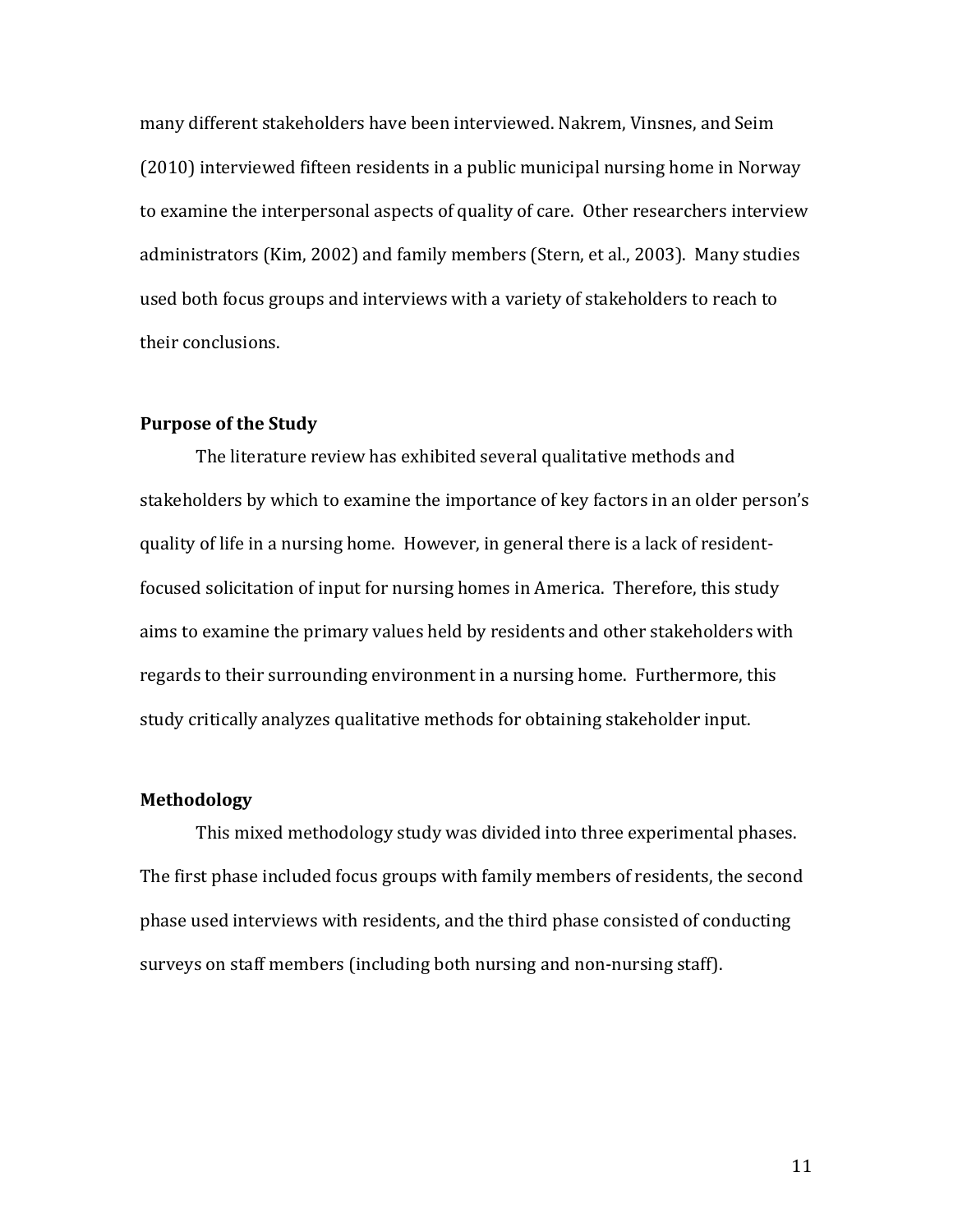many different stakeholders have been interviewed. Nakrem, Vinsnes, and Seim (2010) interviewed fifteen residents in a public municipal nursing home in Norway to examine the interpersonal aspects of quality of care. Other researchers interview administrators (Kim, 2002) and family members (Stern, et al., 2003). Many studies used both focus groups and interviews with a variety of stakeholders to reach to their conclusions.

**Purpose of the Study**

The literature review has exhibited several qualitative methods and stakeholders by which to examine the importance of key factors in an older person's quality of life in a nursing home. However, in general there is a lack of resident-focused solicitation of input for nursing homes in America. Therefore, this study aims to examine the primary values held by residents and other stakeholders with regards to their surrounding environment in a nursing home. Furthermore, this study critically analyzes qualitative methods for obtaining stakeholder input.

**Methodology**

This mixed methodology study was divided into three experimental phases. The first phase included focus groups with family members of residents, the second phase used interviews with residents, and the third phase consisted of conducting surveys on staff members (including both nursing and non-nursing staff).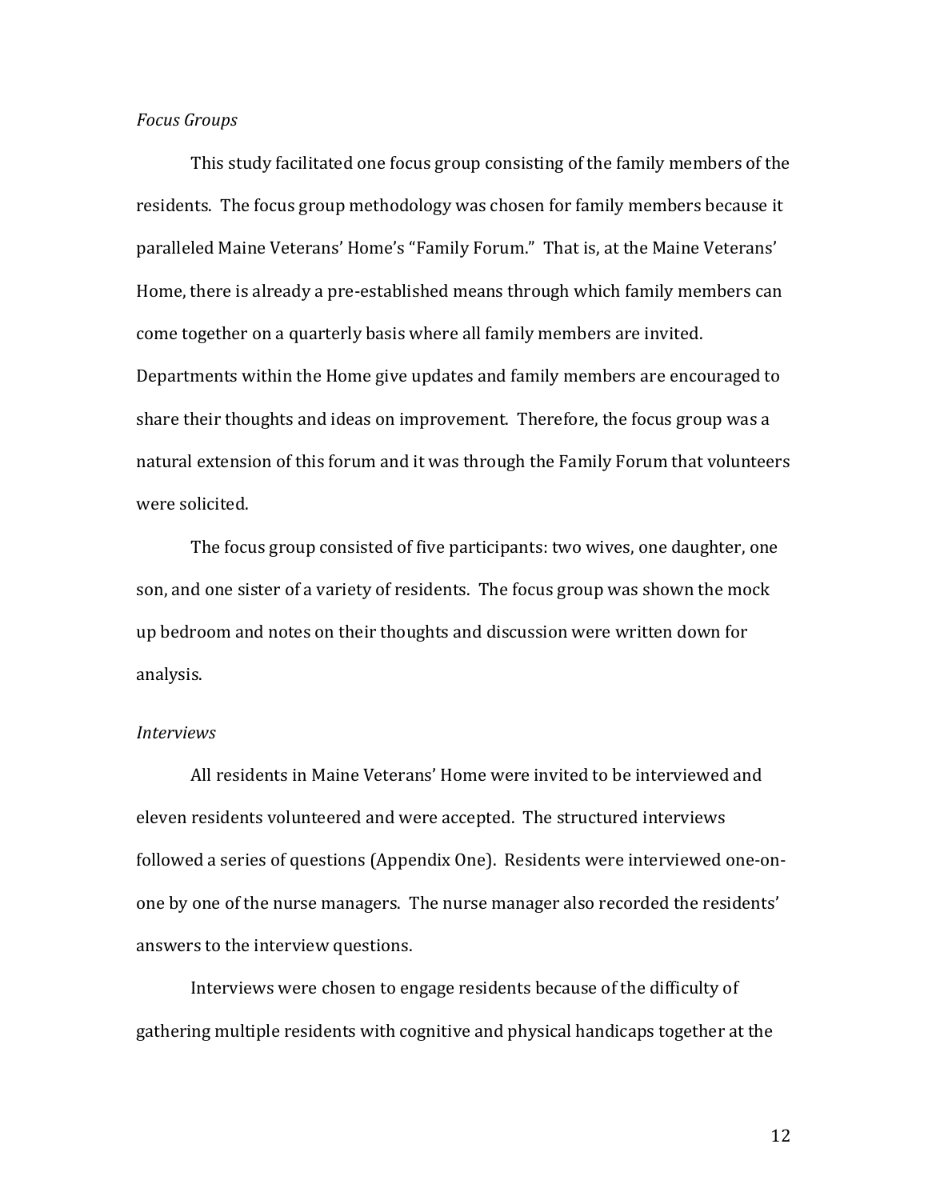*Focus Groups*

This study facilitated one focus group consisting of the family members of the residents. The focus group methodology was chosen for family members because it paralleled Maine Veterans' Home's "Family Forum." That is, at the Maine Veterans' Home, there is already a pre-established means through which family members can come together on a quarterly basis where all family members are invited. Departments within the Home give updates and family members are encouraged to share their thoughts and ideas on improvement. Therefore, the focus group was a natural extension of this forum and it was through the Family Forum that volunteers were solicited.

The focus group consisted of five participants: two wives, one daughter, one son, and one sister of a variety of residents. The focus group was shown the mock up bedroom and notes on their thoughts and discussion were written down for analysis.

*Interviews*

All residents in Maine Veterans' Home were invited to be interviewed and eleven residents volunteered and were accepted. The structured interviews followed a series of questions (Appendix One). Residents were interviewed one-on-one by one of the nurse managers. The nurse manager also recorded the residents' answers to the interview questions.

Interviews were chosen to engage residents because of the difficulty of gathering multiple residents with cognitive and physical handicaps together at the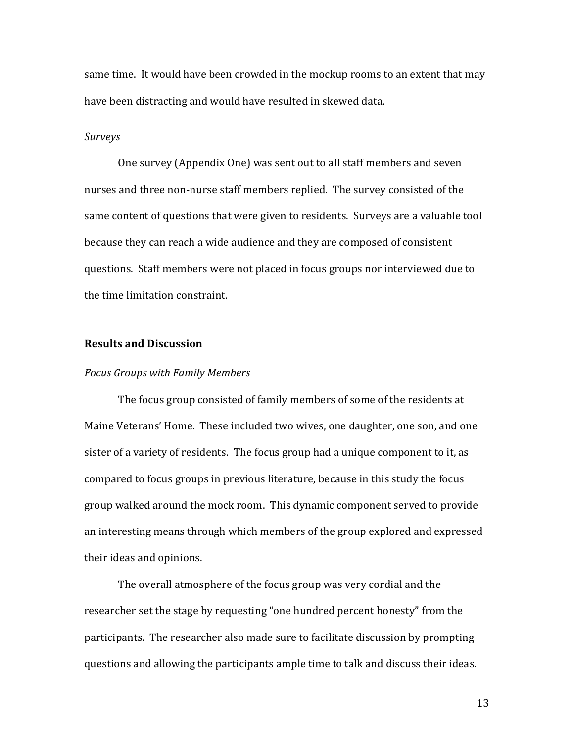same time. It would have been crowded in the mockup rooms to an extent that may have been distracting and would have resulted in skewed data.

*Surveys*

One survey (Appendix One) was sent out to all staff members and seven nurses and three non-nurse staff members replied. The survey consisted of the same content of questions that were given to residents. Surveys are a valuable tool because they can reach a wide audience and they are composed of consistent questions. Staff members were not placed in focus groups nor interviewed due to the time limitation constraint.

## Results and Discussion

*Focus Groups with Family Members*

The focus group consisted of family members of some of the residents at Maine Veterans' Home. These included two wives, one daughter, one son, and one sister of a variety of residents. The focus group had a unique component to it, as compared to focus groups in previous literature, because in this study the focus group walked around the mock room. This dynamic component served to provide an interesting means through which members of the group explored and expressed their ideas and opinions.

The overall atmosphere of the focus group was very cordial and the researcher set the stage by requesting "one hundred percent honesty" from the participants. The researcher also made sure to facilitate discussion by prompting questions and allowing the participants ample time to talk and discuss their ideas.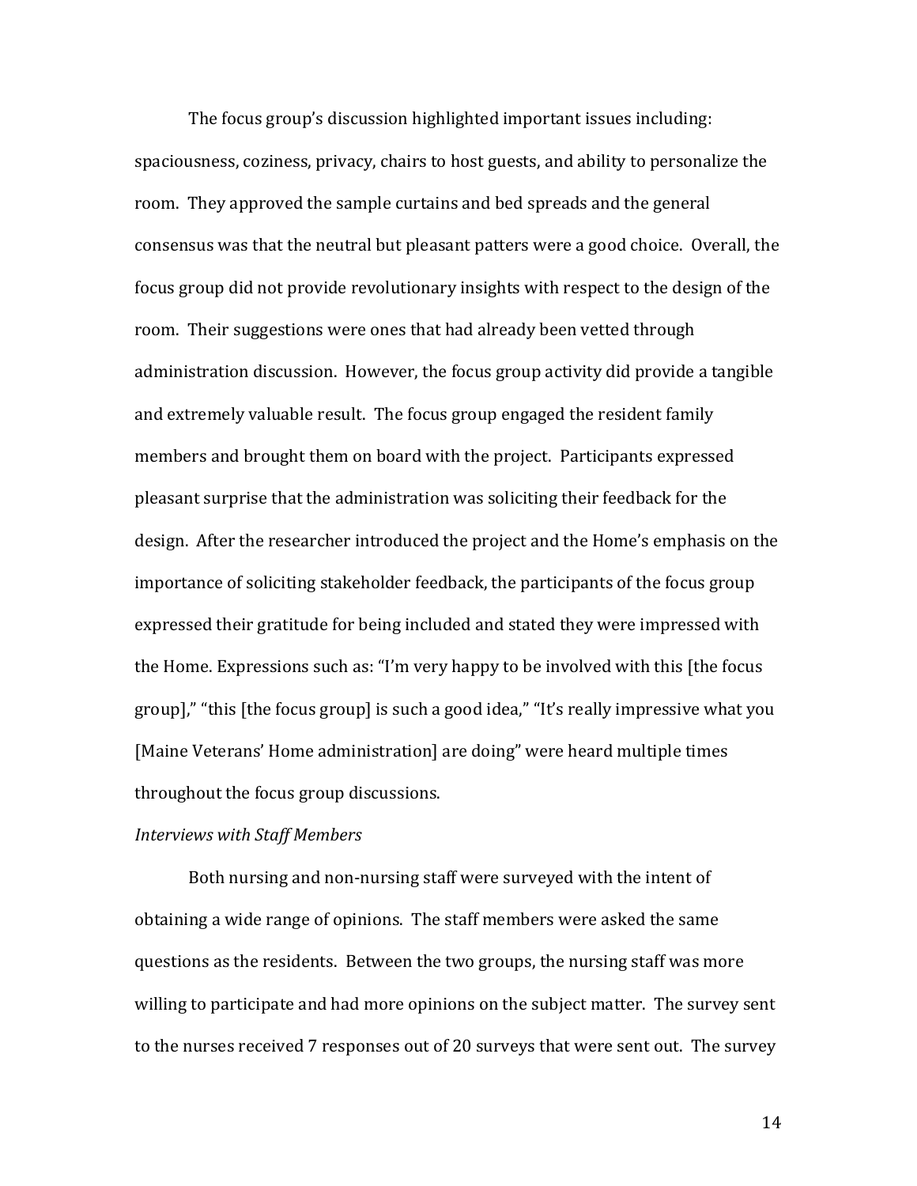The focus group's discussion highlighted important issues including: spaciousness, coziness, privacy, chairs to host guests, and ability to personalize the room. They approved the sample curtains and bed spreads and the general consensus was that the neutral but pleasant patters were a good choice. Overall, the focus group did not provide revolutionary insights with respect to the design of the room. Their suggestions were ones that had already been vetted through administration discussion. However, the focus group activity did provide a tangible and extremely valuable result. The focus group engaged the resident family members and brought them on board with the project. Participants expressed pleasant surprise that the administration was soliciting their feedback for the design. After the researcher introduced the project and the Home's emphasis on the importance of soliciting stakeholder feedback, the participants of the focus group expressed their gratitude for being included and stated they were impressed with the Home. Expressions such as: "I'm very happy to be involved with this [the focus group]," "this [the focus group] is such a good idea," "It's really impressive what you [Maine Veterans' Home administration] are doing" were heard multiple times throughout the focus group discussions.

*Interviews with Staff Members*

Both nursing and non-nursing staff were surveyed with the intent of obtaining a wide range of opinions. The staff members were asked the same questions as the residents. Between the two groups, the nursing staff was more willing to participate and had more opinions on the subject matter. The survey sent to the nurses received 7 responses out of 20 surveys that were sent out. The survey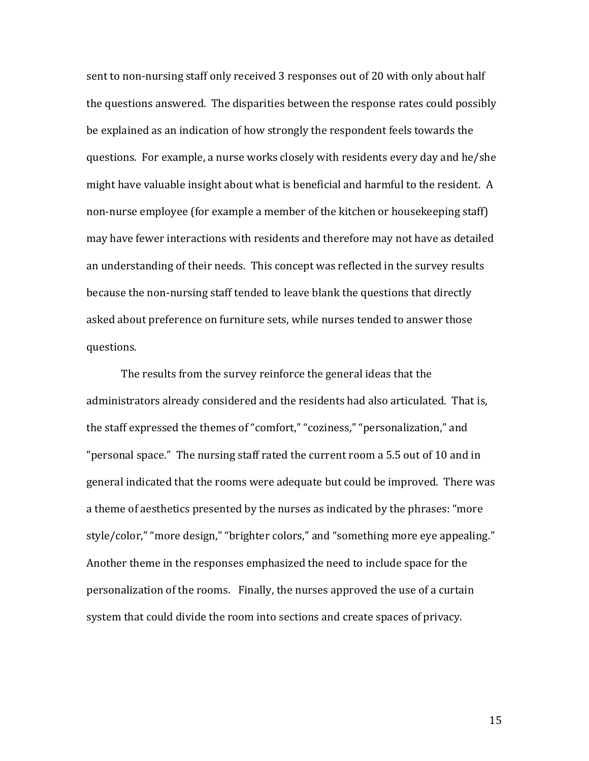sent to non-nursing staff only received 3 responses out of 20 with only about half the questions answered. The disparities between the response rates could possibly be explained as an indication of how strongly the respondent feels towards the questions. For example, a nurse works closely with residents every day and he/she might have valuable insight about what is beneficial and harmful to the resident. A non-nurse employee (for example a member of the kitchen or housekeeping staff) may have fewer interactions with residents and therefore may not have as detailed an understanding of their needs. This concept was reflected in the survey results because the non-nursing staff tended to leave blank the questions that directly asked about preference on furniture sets, while nurses tended to answer those questions.

The results from the survey reinforce the general ideas that the administrators already considered and the residents had also articulated. That is, the staff expressed the themes of "comfort," "coziness," "personalization," and "personal space." The nursing staff rated the current room a 5.5 out of 10 and in general indicated that the rooms were adequate but could be improved. There was a theme of aesthetics presented by the nurses as indicated by the phrases: "more style/color," "more design," "brighter colors," and "something more eye appealing." Another theme in the responses emphasized the need to include space for the personalization of the rooms. Finally, the nurses approved the use of a curtain system that could divide the room into sections and create spaces of privacy.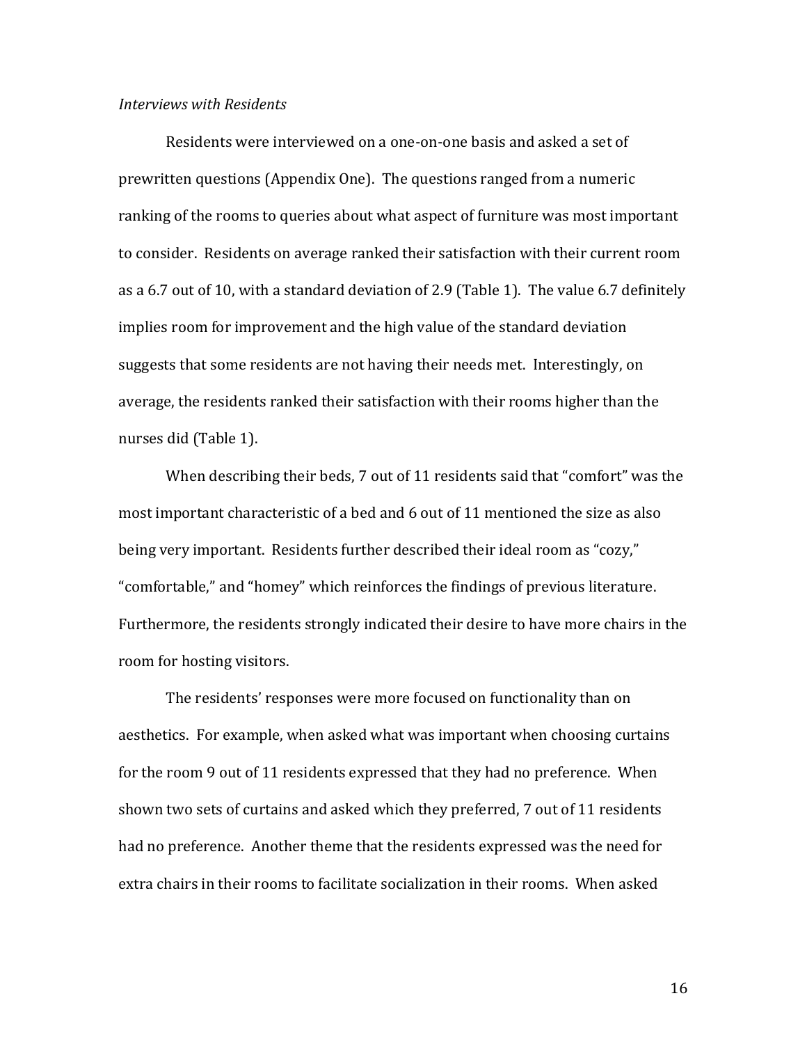*Interviews with Residents*

Residents were interviewed on a one-on-one basis and asked a set of prewritten questions (Appendix One). The questions ranged from a numeric ranking of the rooms to queries about what aspect of furniture was most important to consider. Residents on average ranked their satisfaction with their current room as a 6.7 out of 10, with a standard deviation of 2.9 (Table 1). The value 6.7 definitely implies room for improvement and the high value of the standard deviation suggests that some residents are not having their needs met. Interestingly, on average, the residents ranked their satisfaction with their rooms higher than the nurses did (Table 1).

When describing their beds, 7 out of 11 residents said that "comfort" was the most important characteristic of a bed and 6 out of 11 mentioned the size as also being very important. Residents further described their ideal room as "cozy," "comfortable," and "homey" which reinforces the findings of previous literature. Furthermore, the residents strongly indicated their desire to have more chairs in the room for hosting visitors.

The residents' responses were more focused on functionality than on aesthetics. For example, when asked what was important when choosing curtains for the room 9 out of 11 residents expressed that they had no preference. When shown two sets of curtains and asked which they preferred, 7 out of 11 residents had no preference. Another theme that the residents expressed was the need for extra chairs in their rooms to facilitate socialization in their rooms. When asked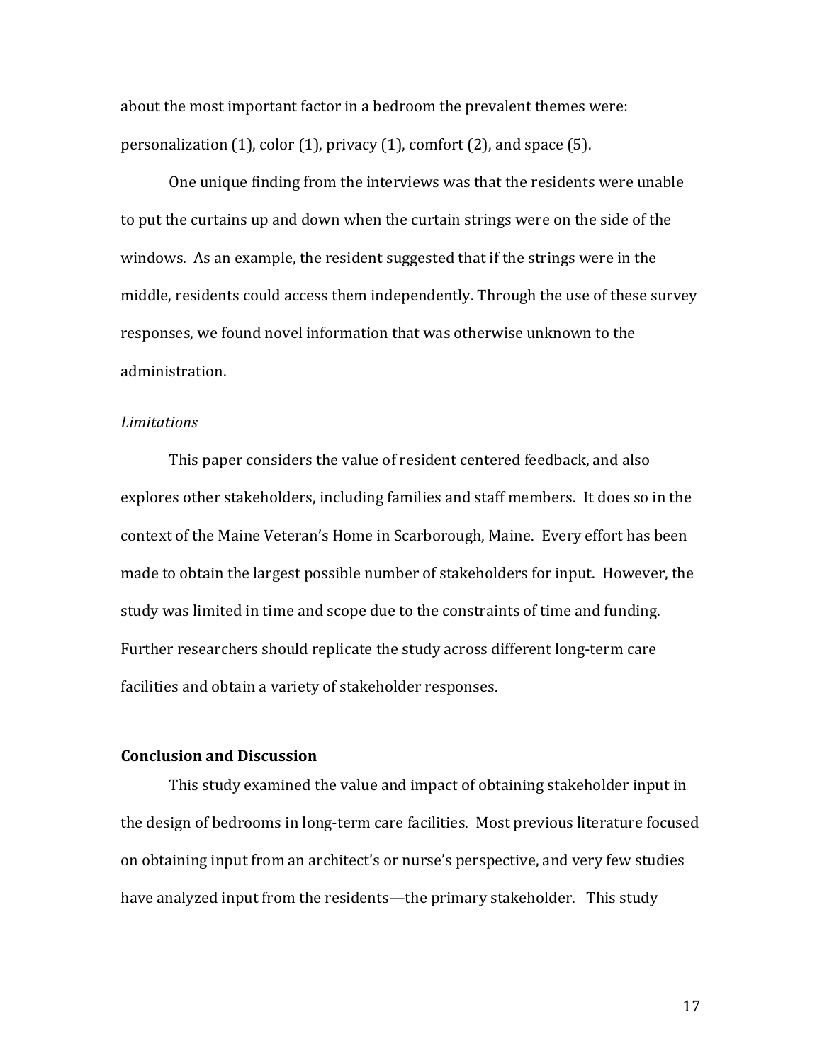about the most important factor in a bedroom the prevalent themes were: personalization (1), color (1), privacy (1), comfort (2), and space (5).

One unique finding from the interviews was that the residents were unable to put the curtains up and down when the curtain strings were on the side of the windows. As an example, the resident suggested that if the strings were in the middle, residents could access them independently. Through the use of these survey responses, we found novel information that was otherwise unknown to the administration.

*Limitations*

This paper considers the value of resident centered feedback, and also explores other stakeholders, including families and staff members. It does so in the context of the Maine Veteran's Home in Scarborough, Maine. Every effort has been made to obtain the largest possible number of stakeholders for input. However, the study was limited in time and scope due to the constraints of time and funding. Further researchers should replicate the study across different long-term care facilities and obtain a variety of stakeholder responses.

**Conclusion and Discussion**

This study examined the value and impact of obtaining stakeholder input in the design of bedrooms in long-term care facilities. Most previous literature focused on obtaining input from an architect's or nurse's perspective, and very few studies have analyzed input from the residents—the primary stakeholder. This study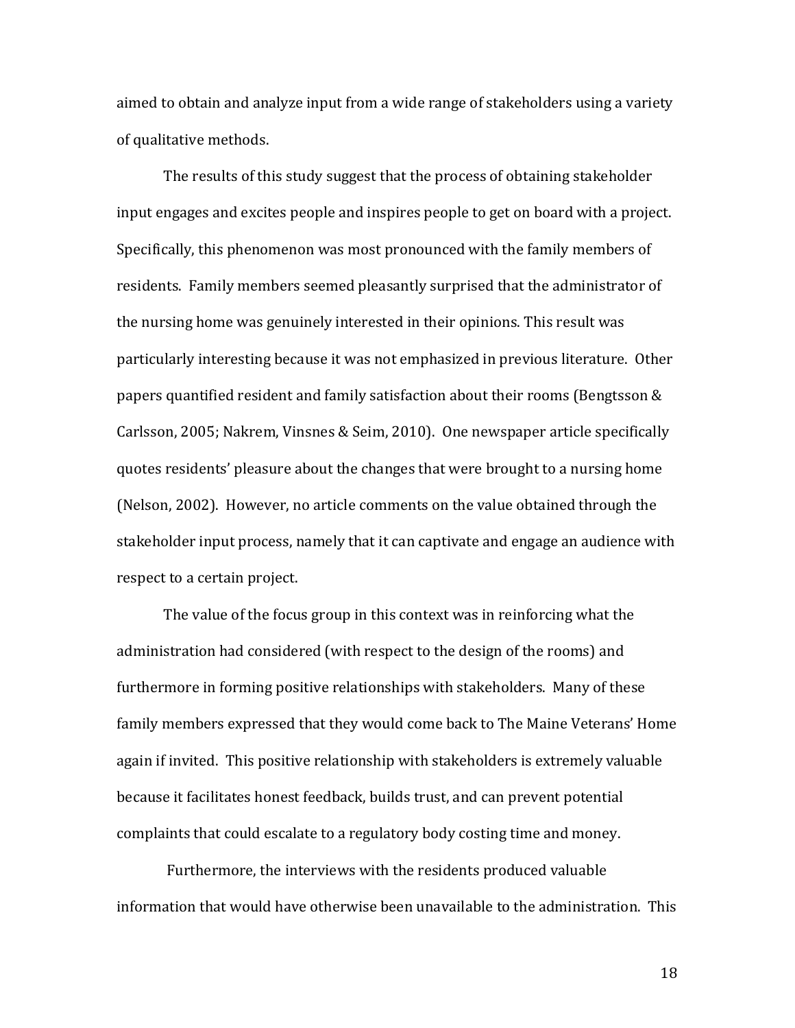aimed to obtain and analyze input from a wide range of stakeholders using a variety of qualitative methods.

The results of this study suggest that the process of obtaining stakeholder input engages and excites people and inspires people to get on board with a project. Specifically, this phenomenon was most pronounced with the family members of residents. Family members seemed pleasantly surprised that the administrator of the nursing home was genuinely interested in their opinions. This result was particularly interesting because it was not emphasized in previous literature. Other papers quantified resident and family satisfaction about their rooms (Bengtsson & Carlsson, 2005; Nakrem, Vinsnes & Seim, 2010). One newspaper article specifically quotes residents' pleasure about the changes that were brought to a nursing home (Nelson, 2002). However, no article comments on the value obtained through the stakeholder input process, namely that it can captivate and engage an audience with respect to a certain project.

The value of the focus group in this context was in reinforcing what the administration had considered (with respect to the design of the rooms) and furthermore in forming positive relationships with stakeholders. Many of these family members expressed that they would come back to The Maine Veterans' Home again if invited. This positive relationship with stakeholders is extremely valuable because it facilitates honest feedback, builds trust, and can prevent potential complaints that could escalate to a regulatory body costing time and money.

Furthermore, the interviews with the residents produced valuable information that would have otherwise been unavailable to the administration. This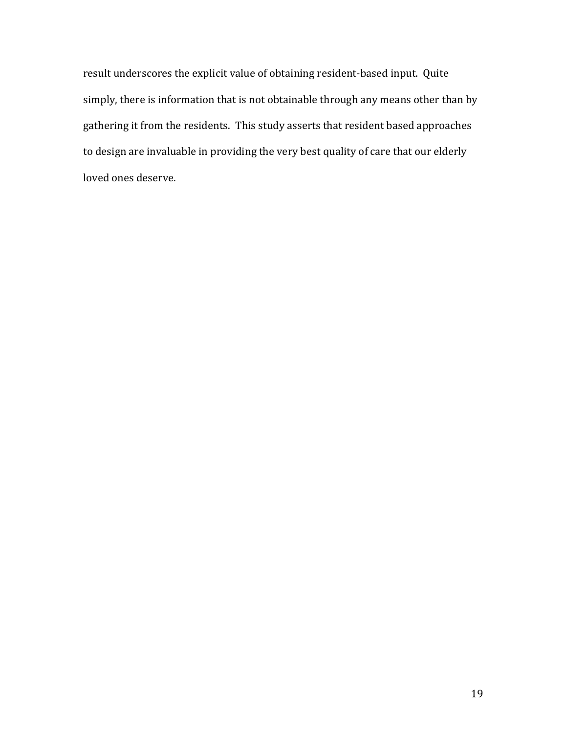result underscores the explicit value of obtaining resident-based input. Quite simply, there is information that is not obtainable through any means other than by gathering it from the residents. This study asserts that resident based approaches to design are invaluable in providing the very best quality of care that our elderly loved ones deserve.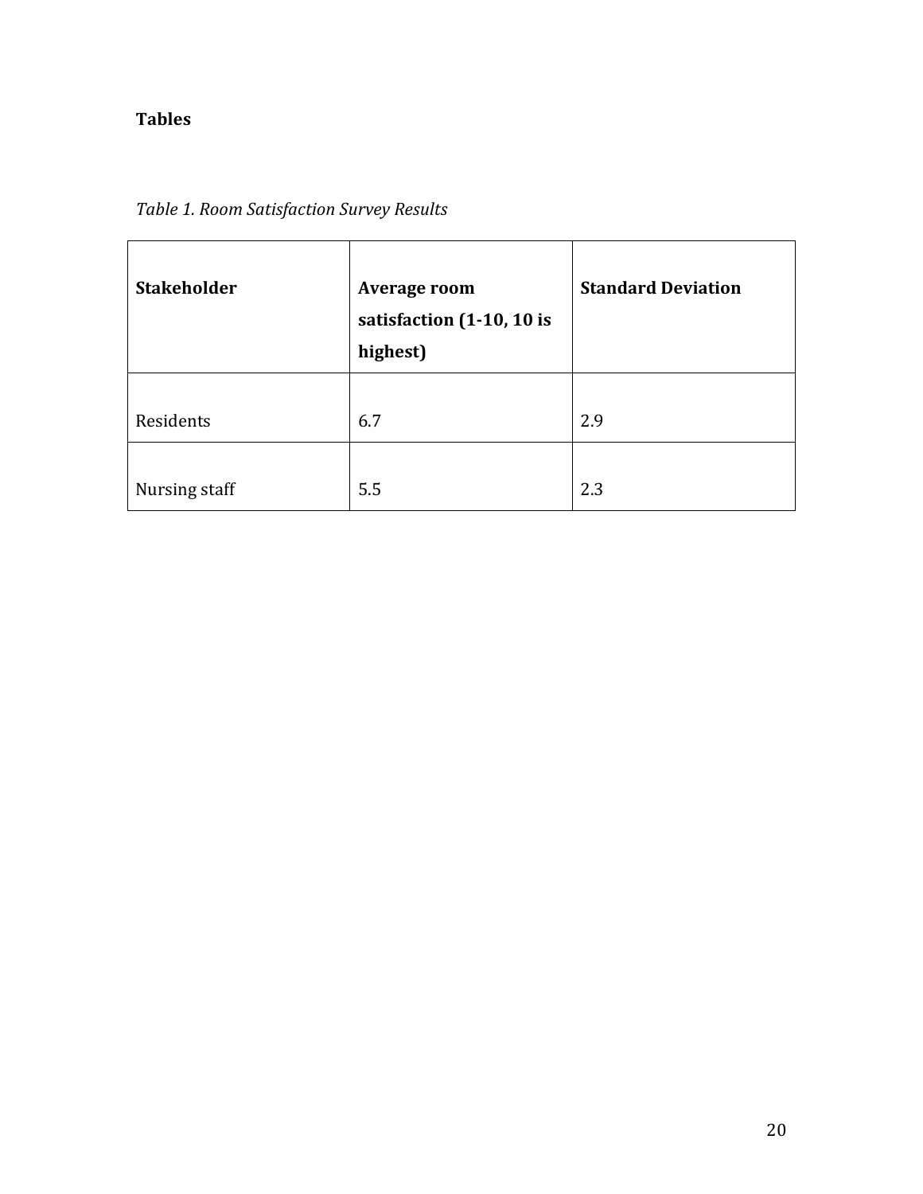**Tables**

*Table 1. Room Satisfaction Survey Results*

| Stakeholder | Average room satisfaction (1-10, 10 is highest) | Standard Deviation |
| --- | --- | --- |
| Residents | 6.7 | 2.9 |
| Nursing staff | 5.5 | 2.3 |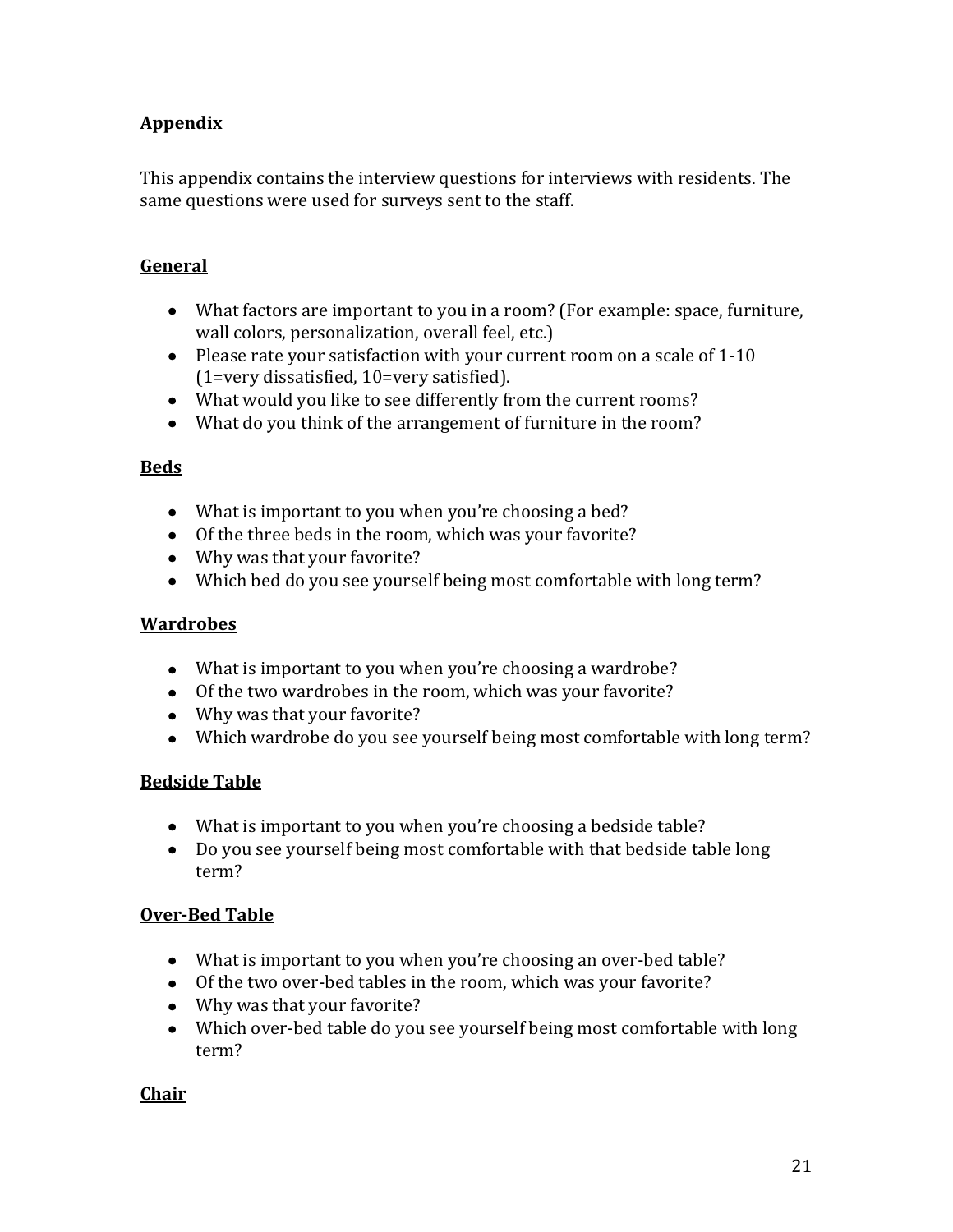## Appendix

This appendix contains the interview questions for interviews with residents. The same questions were used for surveys sent to the staff.

### General

- What factors are important to you in a room? (For example: space, furniture, wall colors, personalization, overall feel, etc.)
- Please rate your satisfaction with your current room on a scale of 1-10 (1=very dissatisfied, 10=very satisfied).
- What would you like to see differently from the current rooms?
- What do you think of the arrangement of furniture in the room?

### Beds

- What is important to you when you're choosing a bed?
- Of the three beds in the room, which was your favorite?
- Why was that your favorite?
- Which bed do you see yourself being most comfortable with long term?

### Wardrobes

- What is important to you when you're choosing a wardrobe?
- Of the two wardrobes in the room, which was your favorite?
- Why was that your favorite?
- Which wardrobe do you see yourself being most comfortable with long term?

### Bedside Table

- What is important to you when you're choosing a bedside table?
- Do you see yourself being most comfortable with that bedside table long term?

### Over-Bed Table

- What is important to you when you're choosing an over-bed table?
- Of the two over-bed tables in the room, which was your favorite?
- Why was that your favorite?
- Which over-bed table do you see yourself being most comfortable with long term?

### Chair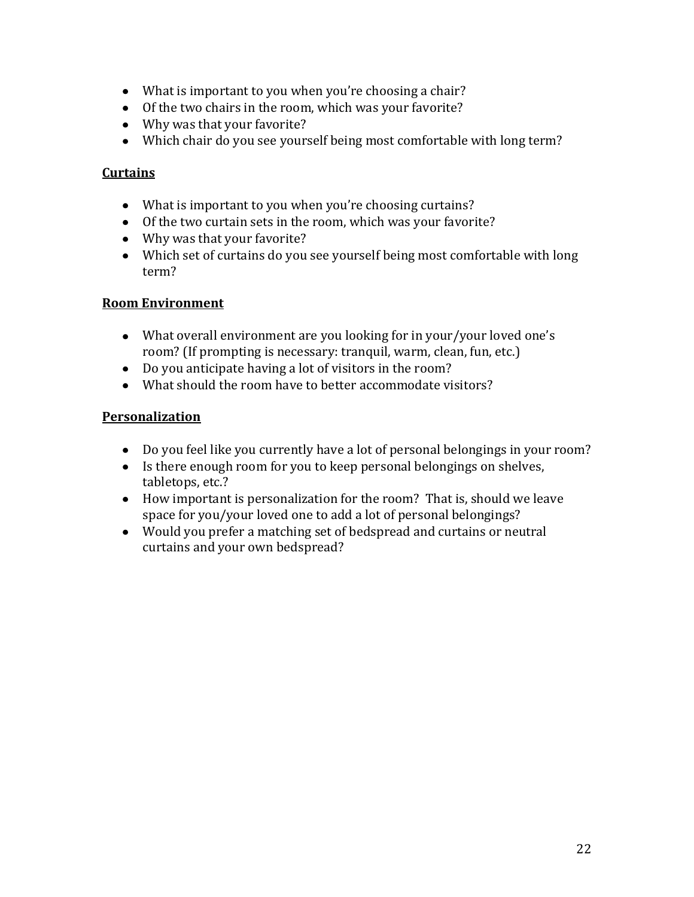- What is important to you when you're choosing a chair?
- Of the two chairs in the room, which was your favorite?
- Why was that your favorite?
- Which chair do you see yourself being most comfortable with long term?

**Curtains**

- What is important to you when you're choosing curtains?
- Of the two curtain sets in the room, which was your favorite?
- Why was that your favorite?
- Which set of curtains do you see yourself being most comfortable with long term?

**Room Environment**

- What overall environment are you looking for in your/your loved one's room? (If prompting is necessary: tranquil, warm, clean, fun, etc.)
- Do you anticipate having a lot of visitors in the room?
- What should the room have to better accommodate visitors?

**Personalization**

- Do you feel like you currently have a lot of personal belongings in your room?
- Is there enough room for you to keep personal belongings on shelves, tabletops, etc.?
- How important is personalization for the room? That is, should we leave space for you/your loved one to add a lot of personal belongings?
- Would you prefer a matching set of bedspread and curtains or neutral curtains and your own bedspread?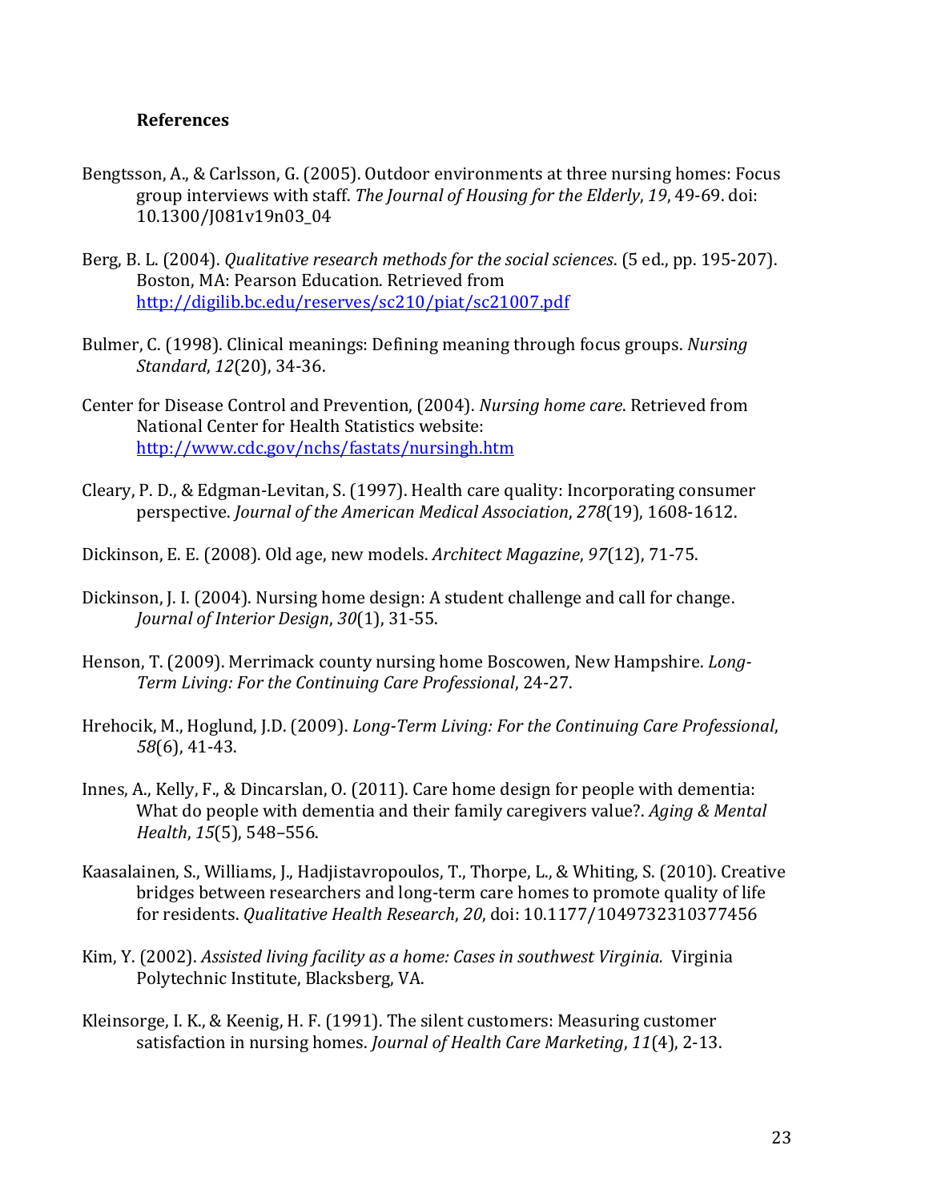**References**

Bengtsson, A., & Carlsson, G. (2005). Outdoor environments at three nursing homes: Focus group interviews with staff. *The Journal of Housing for the Elderly*, *19*, 49-69. doi: 10.1300/J081v19n03_04

Berg, B. L. (2004). *Qualitative research methods for the social sciences*. (5 ed., pp. 195-207). Boston, MA: Pearson Education. Retrieved from http://digilib.bc.edu/reserves/sc210/piat/sc21007.pdf

Bulmer, C. (1998). Clinical meanings: Defining meaning through focus groups. *Nursing Standard*, *12*(20), 34-36.

Center for Disease Control and Prevention, (2004). *Nursing home care*. Retrieved from National Center for Health Statistics website: http://www.cdc.gov/nchs/fastats/nursingh.htm

Cleary, P. D., & Edgman-Levitan, S. (1997). Health care quality: Incorporating consumer perspective. *Journal of the American Medical Association*, *278*(19), 1608-1612.

Dickinson, E. E. (2008). Old age, new models. *Architect Magazine*, *97*(12), 71-75.

Dickinson, J. I. (2004). Nursing home design: A student challenge and call for change. *Journal of Interior Design*, *30*(1), 31-55.

Henson, T. (2009). Merrimack county nursing home Boscowen, New Hampshire. *Long-Term Living: For the Continuing Care Professional*, 24-27.

Hrehocik, M., Hoglund, J.D. (2009). *Long-Term Living: For the Continuing Care Professional*, *58*(6), 41-43.

Innes, A., Kelly, F., & Dincarslan, O. (2011). Care home design for people with dementia: What do people with dementia and their family caregivers value?. *Aging & Mental Health*, *15*(5), 548–556.

Kaasalainen, S., Williams, J., Hadjistavropoulos, T., Thorpe, L., & Whiting, S. (2010). Creative bridges between researchers and long-term care homes to promote quality of life for residents. *Qualitative Health Research*, *20*, doi: 10.1177/1049732310377456

Kim, Y. (2002). *Assisted living facility as a home: Cases in southwest Virginia.* Virginia Polytechnic Institute, Blacksberg, VA.

Kleinsorge, I. K., & Keenig, H. F. (1991). The silent customers: Measuring customer satisfaction in nursing homes. *Journal of Health Care Marketing*, *11*(4), 2-13.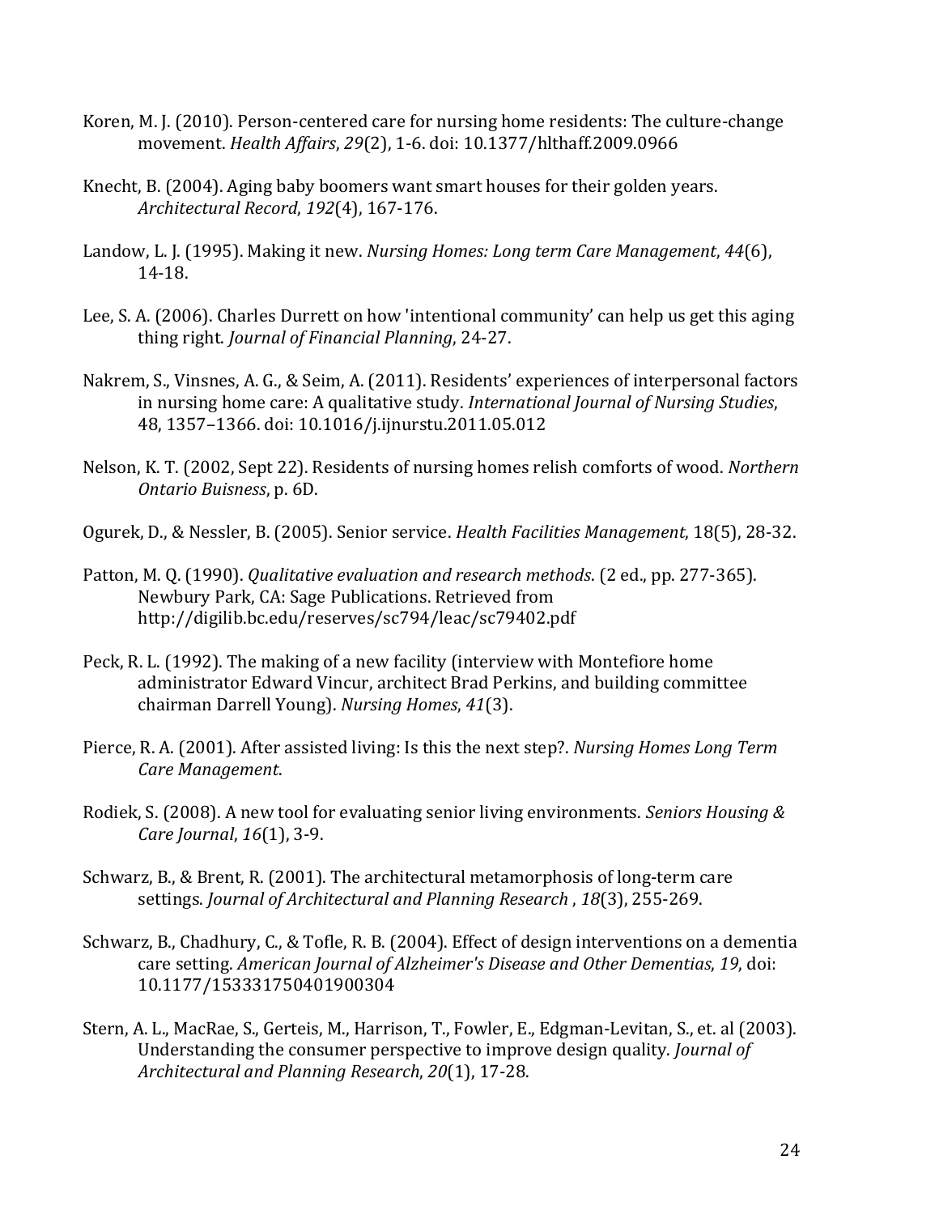Koren, M. J. (2010). Person-centered care for nursing home residents: The culture-change movement. *Health Affairs*, *29*(2), 1-6. doi: 10.1377/hlthaff.2009.0966

Knecht, B. (2004). Aging baby boomers want smart houses for their golden years. *Architectural Record*, *192*(4), 167-176.

Landow, L. J. (1995). Making it new. *Nursing Homes: Long term Care Management*, *44*(6), 14-18.

Lee, S. A. (2006). Charles Durrett on how 'intentional community' can help us get this aging thing right. *Journal of Financial Planning*, 24-27.

Nakrem, S., Vinsnes, A. G., & Seim, A. (2011). Residents' experiences of interpersonal factors in nursing home care: A qualitative study. *International Journal of Nursing Studies*, 48, 1357–1366. doi: 10.1016/j.ijnurstu.2011.05.012

Nelson, K. T. (2002, Sept 22). Residents of nursing homes relish comforts of wood. *Northern Ontario Buisness*, p. 6D.

Ogurek, D., & Nessler, B. (2005). Senior service. *Health Facilities Management*, 18(5), 28-32.

Patton, M. Q. (1990). *Qualitative evaluation and research methods*. (2 ed., pp. 277-365). Newbury Park, CA: Sage Publications. Retrieved from http://digilib.bc.edu/reserves/sc794/leac/sc79402.pdf

Peck, R. L. (1992). The making of a new facility (interview with Montefiore home administrator Edward Vincur, architect Brad Perkins, and building committee chairman Darrell Young). *Nursing Homes*, *41*(3).

Pierce, R. A. (2001). After assisted living: Is this the next step?. *Nursing Homes Long Term Care Management*.

Rodiek, S. (2008). A new tool for evaluating senior living environments. *Seniors Housing & Care Journal*, *16*(1), 3-9.

Schwarz, B., & Brent, R. (2001). The architectural metamorphosis of long-term care settings. *Journal of Architectural and Planning Research* , *18*(3), 255-269.

Schwarz, B., Chadhury, C., & Tofle, R. B. (2004). Effect of design interventions on a dementia care setting. *American Journal of Alzheimer's Disease and Other Dementias*, *19*, doi: 10.1177/153331750401900304

Stern, A. L., MacRae, S., Gerteis, M., Harrison, T., Fowler, E., Edgman-Levitan, S., et. al (2003). Understanding the consumer perspective to improve design quality. *Journal of Architectural and Planning Research*, *20*(1), 17-28.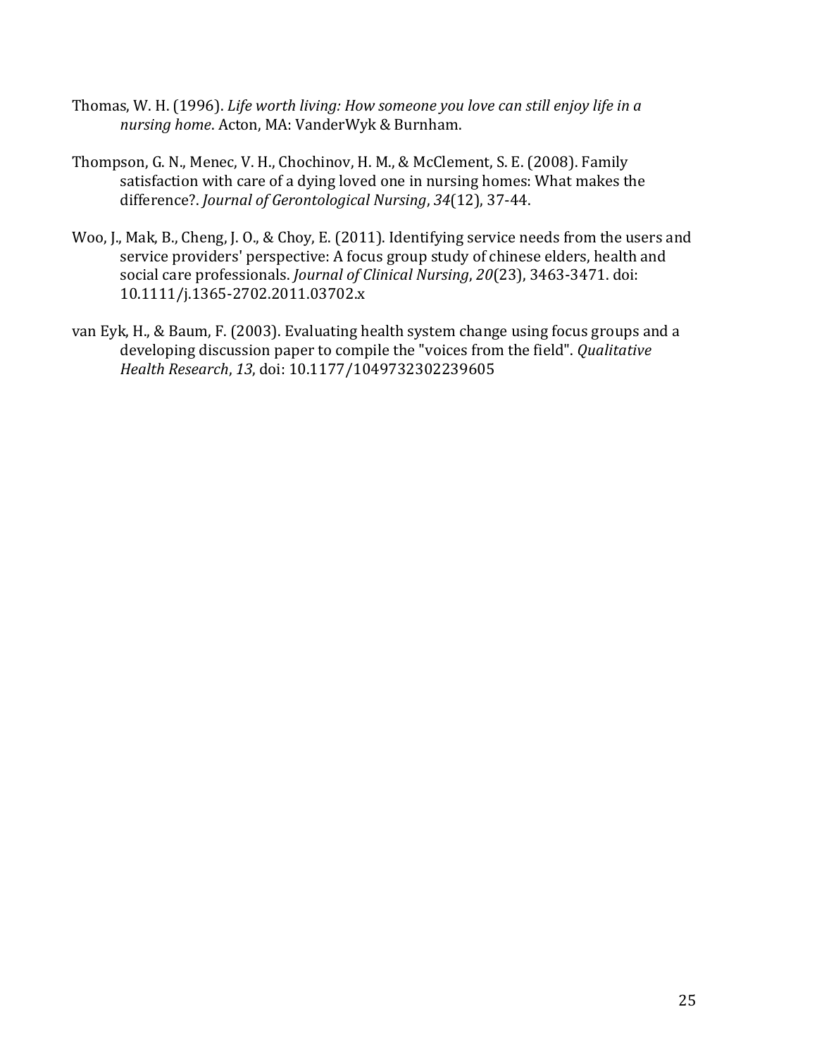Thomas, W. H. (1996). *Life worth living: How someone you love can still enjoy life in a nursing home*. Acton, MA: VanderWyk & Burnham.

Thompson, G. N., Menec, V. H., Chochinov, H. M., & McClement, S. E. (2008). Family satisfaction with care of a dying loved one in nursing homes: What makes the difference?. *Journal of Gerontological Nursing*, *34*(12), 37-44.

Woo, J., Mak, B., Cheng, J. O., & Choy, E. (2011). Identifying service needs from the users and service providers' perspective: A focus group study of chinese elders, health and social care professionals. *Journal of Clinical Nursing*, *20*(23), 3463-3471. doi: 10.1111/j.1365-2702.2011.03702.x

van Eyk, H., & Baum, F. (2003). Evaluating health system change using focus groups and a developing discussion paper to compile the "voices from the field". *Qualitative Health Research*, *13*, doi: 10.1177/1049732302239605